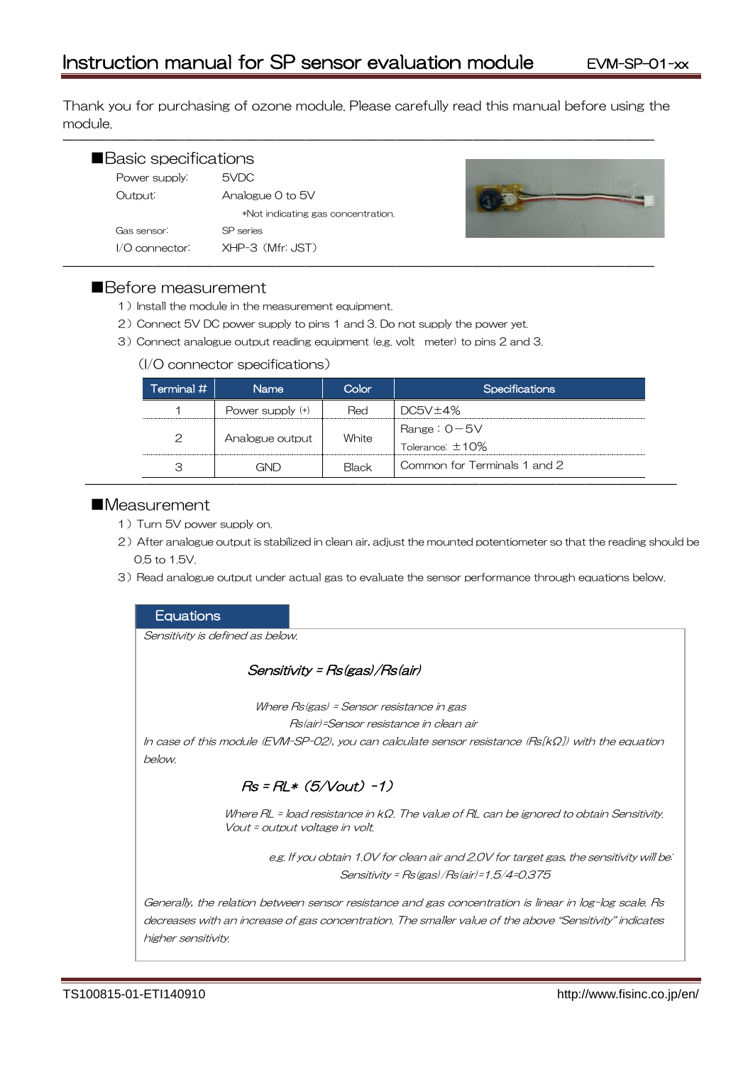# Instruction manual for SP sensor evaluation module

EVM-SP-01-xx

Thank you for purchasing of ozone module. Please carefully read this manual before using the module.

## ■Basic specifications

Power supply: 5VDC

Output: Analogue 0 to 5V

*Not indicating gas concentration.

Gas sensor: SP series

I/O connector: XHP-3 (Mfr: JST)

## ■Before measurement

1）Install the module in the measurement equipment.

2）Connect 5V DC power supply to pins 1 and 3. Do not supply the power yet.

3）Connect analogue output reading equipment (e.g. volt meter) to pins 2 and 3.

(I/O connector specifications)

| Terminal # | Name | Color | Specifications |
|---|---|---|---|
| 1 | Power supply (+) | Red | DC5V±4% |
| 2 | Analogue output | White | Range：0－5V<br>Tolerance: ±10% |
| 3 | GND | Black | Common for Terminals 1 and 2 |

## ■Measurement

1）Turn 5V power supply on.

2）After analogue output is stabilized in clean air, adjust the mounted potentiometer so that the reading should be 0.5 to 1.5V.

3）Read analogue output under actual gas to evaluate the sensor performance through equations below.

### Equations

*Sensitivity is defined as below.*

$$Sensitivity = Rs(gas)/Rs(air)$$

*Where Rs(gas) = Sensor resistance in gas*

*Rs(air)=Sensor resistance in clean air*

*In case of this module (EVM-SP-02), you can calculate sensor resistance (Rs[kΩ]) with the equation below.*

$$Rs = RL* (5/Vout) -1)$$

*Where RL = load resistance in kΩ. The value of RL can be ignored to obtain Sensitivity.*
*Vout = output voltage in volt.*

*e.g. If you obtain 1.0V for clean air and 2.0V for target gas, the sensitivity will be:*

*Sensitivity = Rs(gas)/Rs(air)=1.5/4=0.375*

*Generally, the relation between sensor resistance and gas concentration is linear in log-log scale. Rs decreases with an increase of gas concentration. The smaller value of the above "Sensitivity" indicates higher sensitivity.*

TS100815-01-ETI140910

http://www.fisinc.co.jp/en/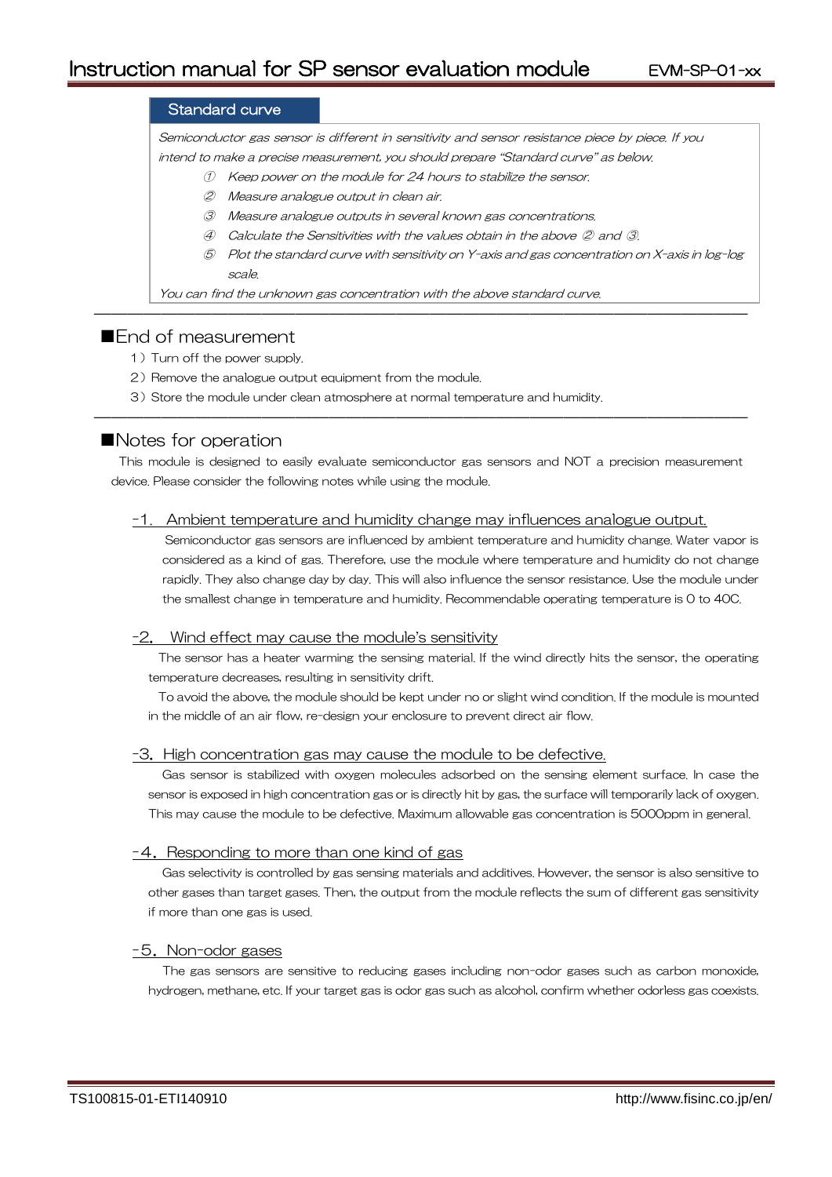## Standard curve

*Semiconductor gas sensor is different in sensitivity and sensor resistance piece by piece. If you intend to make a precise measurement, you should prepare "Standard curve" as below.*

① *Keep power on the module for 24 hours to stabilize the sensor.*

② *Measure analogue output in clean air.*

③ *Measure analogue outputs in several known gas concentrations.*

④ *Calculate the Sensitivities with the values obtain in the above ② and ③.*

⑤ *Plot the standard curve with sensitivity on Y-axis and gas concentration on X-axis in log-log scale.*

*You can find the unknown gas concentration with the above standard curve.*

---

## ■End of measurement

1）Turn off the power supply.

2）Remove the analogue output equipment from the module.

3）Store the module under clean atmosphere at normal temperature and humidity.

---

## ■Notes for operation

This module is designed to easily evaluate semiconductor gas sensors and NOT a precision measurement device. Please consider the following notes while using the module.

### -1. Ambient temperature and humidity change may influences analogue output.

Semiconductor gas sensors are influenced by ambient temperature and humidity change. Water vapor is considered as a kind of gas. Therefore, use the module where temperature and humidity do not change rapidly. They also change day by day. This will also influence the sensor resistance. Use the module under the smallest change in temperature and humidity. Recommendable operating temperature is 0 to 40C.

### -2. Wind effect may cause the module's sensitivity

The sensor has a heater warming the sensing material. If the wind directly hits the sensor, the operating temperature decreases, resulting in sensitivity drift.

To avoid the above, the module should be kept under no or slight wind condition. If the module is mounted in the middle of an air flow, re-design your enclosure to prevent direct air flow.

### -3. High concentration gas may cause the module to be defective.

Gas sensor is stabilized with oxygen molecules adsorbed on the sensing element surface. In case the sensor is exposed in high concentration gas or is directly hit by gas, the surface will temporarily lack of oxygen. This may cause the module to be defective. Maximum allowable gas concentration is 5000ppm in general.

### -4. Responding to more than one kind of gas

Gas selectivity is controlled by gas sensing materials and additives. However, the sensor is also sensitive to other gases than target gases. Then, the output from the module reflects the sum of different gas sensitivity if more than one gas is used.

### -5. Non-odor gases

The gas sensors are sensitive to reducing gases including non-odor gases such as carbon monoxide, hydrogen, methane, etc. If your target gas is odor gas such as alcohol, confirm whether odorless gas coexists.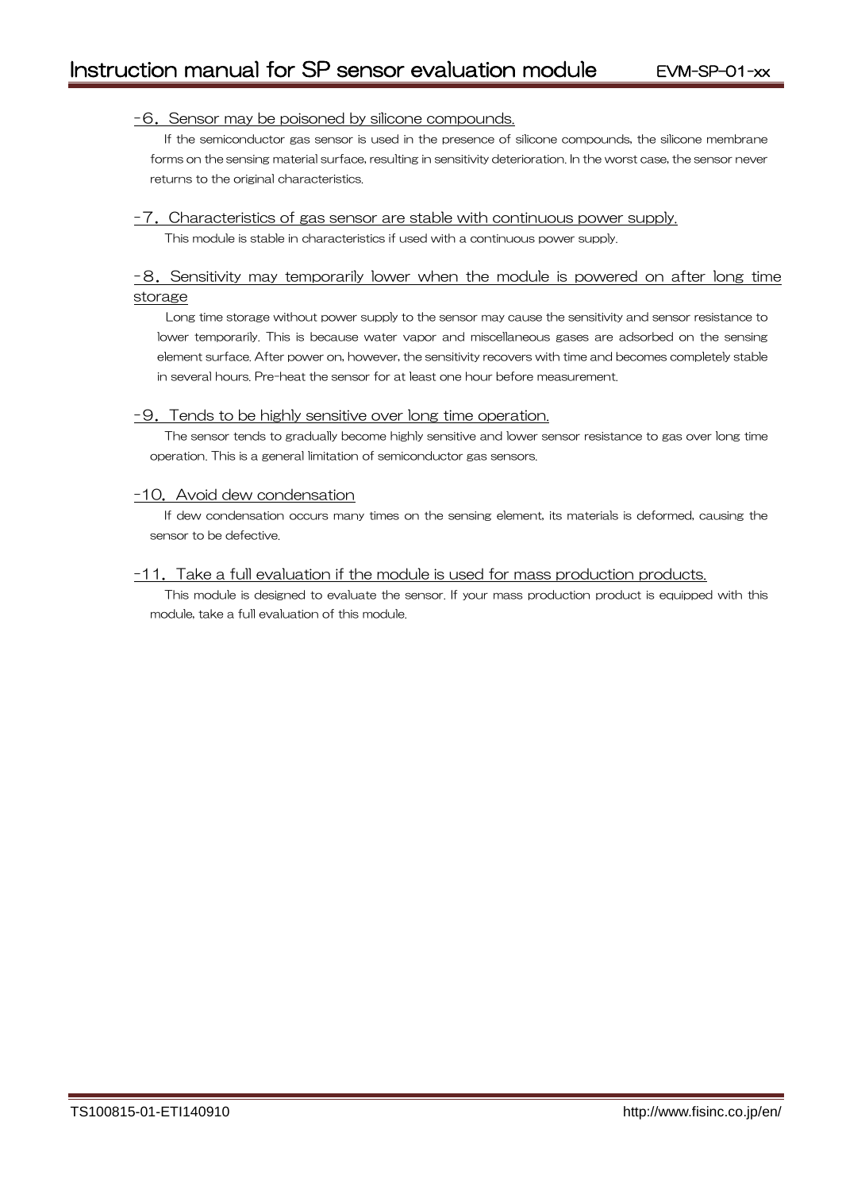### -6. Sensor may be poisoned by silicone compounds.

If the semiconductor gas sensor is used in the presence of silicone compounds, the silicone membrane forms on the sensing material surface, resulting in sensitivity deterioration. In the worst case, the sensor never returns to the original characteristics.

### -7. Characteristics of gas sensor are stable with continuous power supply.

This module is stable in characteristics if used with a continuous power supply.

### -8. Sensitivity may temporarily lower when the module is powered on after long time storage

Long time storage without power supply to the sensor may cause the sensitivity and sensor resistance to lower temporarily. This is because water vapor and miscellaneous gases are adsorbed on the sensing element surface. After power on, however, the sensitivity recovers with time and becomes completely stable in several hours. Pre-heat the sensor for at least one hour before measurement.

### -9. Tends to be highly sensitive over long time operation.

The sensor tends to gradually become highly sensitive and lower sensor resistance to gas over long time operation. This is a general limitation of semiconductor gas sensors.

### -10. Avoid dew condensation

If dew condensation occurs many times on the sensing element, its materials is deformed, causing the sensor to be defective.

### -11. Take a full evaluation if the module is used for mass production products.

This module is designed to evaluate the sensor. If your mass production product is equipped with this module, take a full evaluation of this module.